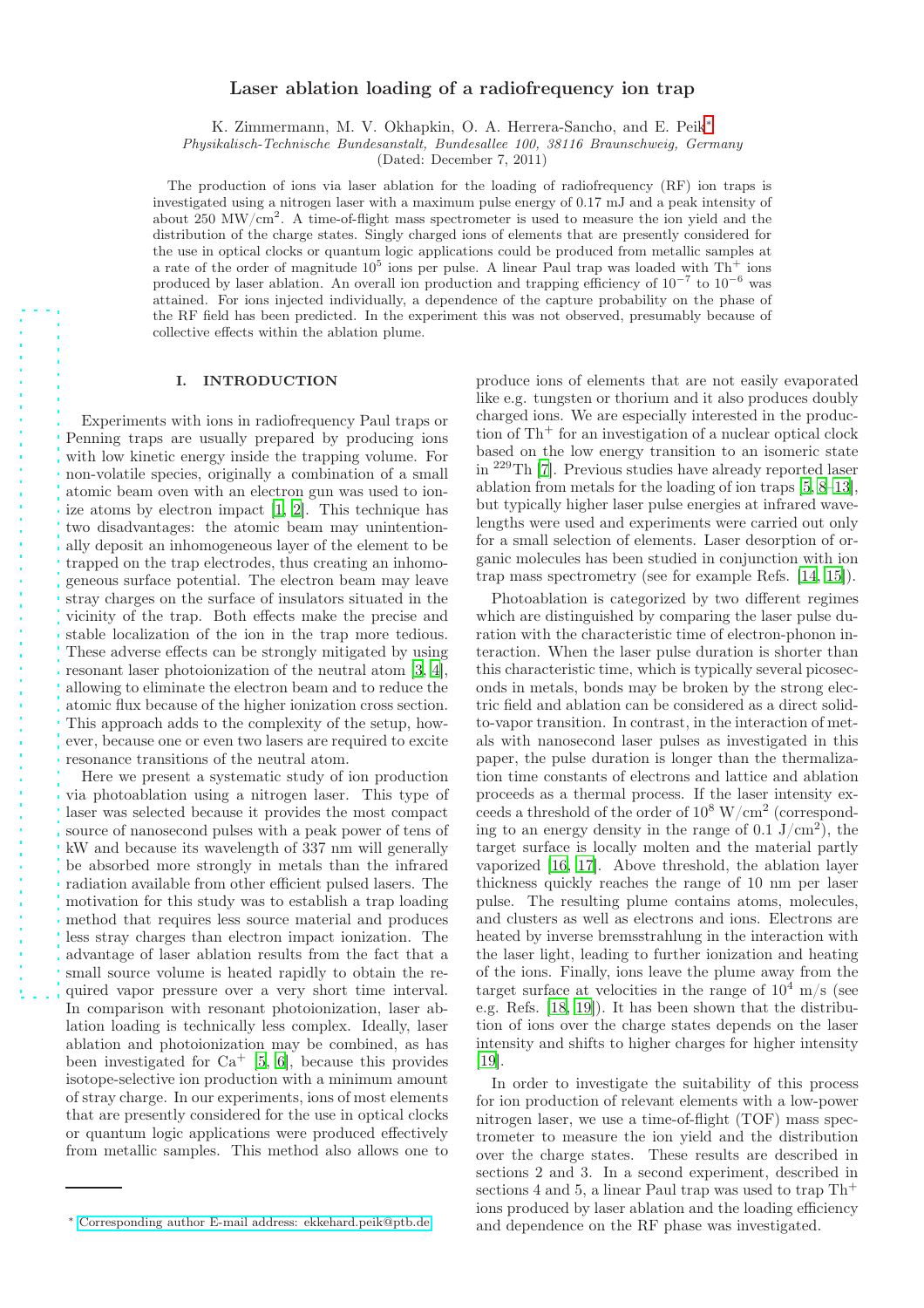# Laser ablation loading of a radiofrequency ion trap

K. Zimmermann, M. V. Okhapkin, O. A. Herrera-Sancho, and E. Peik*

*Physikalisch-Technische Bundesanstalt, Bundesallee 100, 38116 Braunschweig, Germany*

(Dated: December 7, 2011)

The production of ions via laser ablation for the loading of radiofrequency (RF) ion traps is investigated using a nitrogen laser with a maximum pulse energy of 0.17 mJ and a peak intensity of about 250 MW/cm$^2$. A time-of-flight mass spectrometer is used to measure the ion yield and the distribution of the charge states. Singly charged ions of elements that are presently considered for the use in optical clocks or quantum logic applications could be produced from metallic samples at a rate of the order of magnitude $10^5$ ions per pulse. A linear Paul trap was loaded with Th$^+$ ions produced by laser ablation. An overall ion production and trapping efficiency of $10^{-7}$ to $10^{-6}$ was attained. For ions injected individually, a dependence of the capture probability on the phase of the RF field has been predicted. In the experiment this was not observed, presumably because of collective effects within the ablation plume.

## I. INTRODUCTION

Experiments with ions in radiofrequency Paul traps or Penning traps are usually prepared by producing ions with low kinetic energy inside the trapping volume. For non-volatile species, originally a combination of a small atomic beam oven with an electron gun was used to ionize atoms by electron impact [1, 2]. This technique has two disadvantages: the atomic beam may unintentionally deposit an inhomogeneous layer of the element to be trapped on the trap electrodes, thus creating an inhomogeneous surface potential. The electron beam may leave stray charges on the surface of insulators situated in the vicinity of the trap. Both effects make the precise and stable localization of the ion in the trap more tedious. These adverse effects can be strongly mitigated by using resonant laser photoionization of the neutral atom [3, 4], allowing to eliminate the electron beam and to reduce the atomic flux because of the higher ionization cross section. This approach adds to the complexity of the setup, however, because one or even two lasers are required to excite resonance transitions of the neutral atom.

Here we present a systematic study of ion production via photoablation using a nitrogen laser. This type of laser was selected because it provides the most compact source of nanosecond pulses with a peak power of tens of kW and because its wavelength of 337 nm will generally be absorbed more strongly in metals than the infrared radiation available from other efficient pulsed lasers. The motivation for this study was to establish a trap loading method that requires less source material and produces less stray charges than electron impact ionization. The advantage of laser ablation results from the fact that a small source volume is heated rapidly to obtain the required vapor pressure over a very short time interval. In comparison with resonant photoionization, laser ablation loading is technically less complex. Ideally, laser ablation and photoionization may be combined, as has been investigated for Ca$^+$ [5, 6], because this provides isotope-selective ion production with a minimum amount of stray charge. In our experiments, ions of most elements that are presently considered for the use in optical clocks or quantum logic applications were produced effectively from metallic samples. This method also allows one to produce ions of elements that are not easily evaporated like e.g. tungsten or thorium and it also produces doubly charged ions. We are especially interested in the production of Th$^+$ for an investigation of a nuclear optical clock based on the low energy transition to an isomeric state in $^{229}$Th [7]. Previous studies have already reported laser ablation from metals for the loading of ion traps [5, 8–13], but typically higher laser pulse energies at infrared wavelengths were used and experiments were carried out only for a small selection of elements. Laser desorption of organic molecules has been studied in conjunction with ion trap mass spectrometry (see for example Refs. [14, 15]).

Photoablation is categorized by two different regimes which are distinguished by comparing the laser pulse duration with the characteristic time of electron-phonon interaction. When the laser pulse duration is shorter than this characteristic time, which is typically several picoseconds in metals, bonds may be broken by the strong electric field and ablation can be considered as a direct solid-to-vapor transition. In contrast, in the interaction of metals with nanosecond laser pulses as investigated in this paper, the pulse duration is longer than the thermalization time constants of electrons and lattice and ablation proceeds as a thermal process. If the laser intensity exceeds a threshold of the order of $10^8$ W/cm$^2$ (corresponding to an energy density in the range of 0.1 J/cm$^2$), the target surface is locally molten and the material partly vaporized [16, 17]. Above threshold, the ablation layer thickness quickly reaches the range of 10 nm per laser pulse. The resulting plume contains atoms, molecules, and clusters as well as electrons and ions. Electrons are heated by inverse bremsstrahlung in the interaction with the laser light, leading to further ionization and heating of the ions. Finally, ions leave the plume away from the target surface at velocities in the range of $10^4$ m/s (see e.g. Refs. [18, 19]). It has been shown that the distribution of ions over the charge states depends on the laser intensity and shifts to higher charges for higher intensity [19].

In order to investigate the suitability of this process for ion production of relevant elements with a low-power nitrogen laser, we use a time-of-flight (TOF) mass spectrometer to measure the ion yield and the distribution over the charge states. These results are described in sections 2 and 3. In a second experiment, described in sections 4 and 5, a linear Paul trap was used to trap Th$^+$ ions produced by laser ablation and the loading efficiency and dependence on the RF phase was investigated.

* Corresponding author E-mail address: ekkehard.peik@ptb.de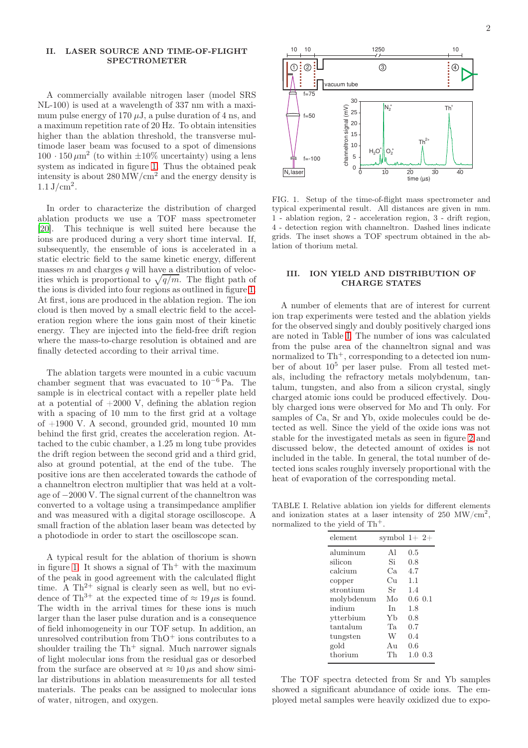## II. LASER SOURCE AND TIME-OF-FLIGHT SPECTROMETER

A commercially available nitrogen laser (model SRS NL-100) is used at a wavelength of 337 nm with a maximum pulse energy of 170 $\mu$J, a pulse duration of 4 ns, and a maximum repetition rate of 20 Hz. To obtain intensities higher than the ablation threshold, the transverse multimode laser beam was focused to a spot of dimensions $100 \cdot 150\,\mu\text{m}^2$ (to within $\pm 10\%$ uncertainty) using a lens system as indicated in figure 1. Thus the obtained peak intensity is about $280\,\text{MW/cm}^2$ and the energy density is $1.1\,\text{J/cm}^2$.

In order to characterize the distribution of charged ablation products we use a TOF mass spectrometer [20]. This technique is well suited here because the ions are produced during a very short time interval. If, subsequently, the ensemble of ions is accelerated in a static electric field to the same kinetic energy, different masses $m$ and charges $q$ will have a distribution of velocities which is proportional to $\sqrt{q/m}$. The flight path of the ions is divided into four regions as outlined in figure 1. At first, ions are produced in the ablation region. The ion cloud is then moved by a small electric field to the acceleration region where the ions gain most of their kinetic energy. They are injected into the field-free drift region where the mass-to-charge resolution is obtained and are finally detected according to their arrival time.

The ablation targets were mounted in a cubic vacuum chamber segment that was evacuated to $10^{-6}$ Pa. The sample is in electrical contact with a repeller plate held at a potential of +2000 V, defining the ablation region with a spacing of 10 mm to the first grid at a voltage of +1900 V. A second, grounded grid, mounted 10 mm behind the first grid, creates the acceleration region. Attached to the cubic chamber, a 1.25 m long tube provides the drift region between the second grid and a third grid, also at ground potential, at the end of the tube. The positive ions are then accelerated towards the cathode of a channeltron electron multiplier that was held at a voltage of −2000 V. The signal current of the channeltron was converted to a voltage using a transimpedance amplifier and was measured with a digital storage oscilloscope. A small fraction of the ablation laser beam was detected by a photodiode in order to start the oscilloscope scan.

A typical result for the ablation of thorium is shown in figure 1. It shows a signal of $Th^+$ with the maximum of the peak in good agreement with the calculated flight time. A $Th^{2+}$ signal is clearly seen as well, but no evidence of $Th^{3+}$ at the expected time of $\approx 19\,\mu$s is found. The width in the arrival times for these ions is much larger than the laser pulse duration and is a consequence of field inhomogeneity in our TOF setup. In addition, an unresolved contribution from $ThO^+$ ions contributes to a shoulder trailing the $Th^+$ signal. Much narrower signals of light molecular ions from the residual gas or desorbed from the surface are observed at $\approx 10\,\mu$s and show similar distributions in ablation measurements for all tested materials. The peaks can be assigned to molecular ions of water, nitrogen, and oxygen.

FIG. 1. Setup of the time-of-flight mass spectrometer and typical experimental result. All distances are given in mm. 1 - ablation region, 2 - acceleration region, 3 - drift region, 4 - detection region with channeltron. Dashed lines indicate grids. The inset shows a TOF spectrum obtained in the ablation of thorium metal.

## III. ION YIELD AND DISTRIBUTION OF CHARGE STATES

A number of elements that are of interest for current ion trap experiments were tested and the ablation yields for the observed singly and doubly positively charged ions are noted in Table I. The number of ions was calculated from the pulse area of the channeltron signal and was normalized to $Th^+$, corresponding to a detected ion number of about $10^5$ per laser pulse. From all tested metals, including the refractory metals molybdenum, tantalum, tungsten, and also from a silicon crystal, singly charged atomic ions could be produced effectively. Doubly charged ions were observed for Mo and Th only. For samples of Ca, Sr and Yb, oxide molecules could be detected as well. Since the yield of the oxide ions was not stable for the investigated metals as seen in figure 2 and discussed below, the detected amount of oxides is not included in the table. In general, the total number of detected ions scales roughly inversely proportional with the heat of evaporation of the corresponding metal.

TABLE I. Relative ablation ion yields for different elements and ionization states at a laser intensity of $250\,\text{MW/cm}^2$, normalized to the yield of $Th^+$.

| element | symbol | 1+ | 2+ |
|---|---|---|---|
| aluminum | Al | 0.5 | |
| silicon | Si | 0.8 | |
| calcium | Ca | 4.7 | |
| copper | Cu | 1.1 | |
| strontium | Sr | 1.4 | |
| molybdenum | Mo | 0.6 | 0.1 |
| indium | In | 1.8 | |
| ytterbium | Yb | 0.8 | |
| tantalum | Ta | 0.7 | |
| tungsten | W | 0.4 | |
| gold | Au | 0.6 | |
| thorium | Th | 1.0 | 0.3 |

The TOF spectra detected from Sr and Yb samples showed a significant abundance of oxide ions. The employed metal samples were heavily oxidized due to expo-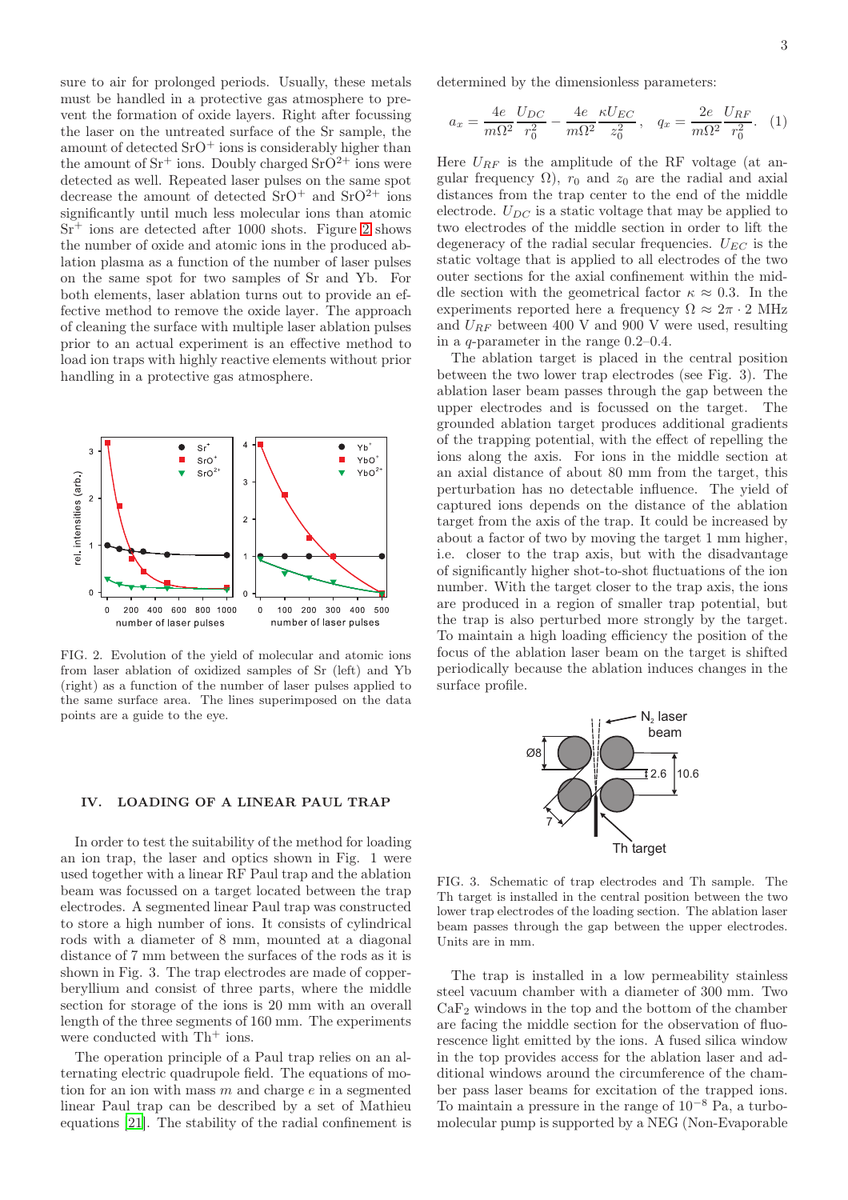sure to air for prolonged periods. Usually, these metals must be handled in a protective gas atmosphere to prevent the formation of oxide layers. Right after focussing the laser on the untreated surface of the Sr sample, the amount of detected $SrO^+$ ions is considerably higher than the amount of $Sr^+$ ions. Doubly charged $SrO^{2+}$ ions were detected as well. Repeated laser pulses on the same spot decrease the amount of detected $SrO^+$ and $SrO^{2+}$ ions significantly until much less molecular ions than atomic $Sr^+$ ions are detected after 1000 shots. Figure 2 shows the number of oxide and atomic ions in the produced ablation plasma as a function of the number of laser pulses on the same spot for two samples of Sr and Yb. For both elements, laser ablation turns out to provide an effective method to remove the oxide layer. The approach of cleaning the surface with multiple laser ablation pulses prior to an actual experiment is an effective method to load ion traps with highly reactive elements without prior handling in a protective gas atmosphere.

FIG. 2. Evolution of the yield of molecular and atomic ions from laser ablation of oxidized samples of Sr (left) and Yb (right) as a function of the number of laser pulses applied to the same surface area. The lines superimposed on the data points are a guide to the eye.

## IV. LOADING OF A LINEAR PAUL TRAP

In order to test the suitability of the method for loading an ion trap, the laser and optics shown in Fig. 1 were used together with a linear RF Paul trap and the ablation beam was focussed on a target located between the trap electrodes. A segmented linear Paul trap was constructed to store a high number of ions. It consists of cylindrical rods with a diameter of 8 mm, mounted at a diagonal distance of 7 mm between the surfaces of the rods as it is shown in Fig. 3. The trap electrodes are made of copper-beryllium and consist of three parts, where the middle section for storage of the ions is 20 mm with an overall length of the three segments of 160 mm. The experiments were conducted with $Th^+$ ions.

The operation principle of a Paul trap relies on an alternating electric quadrupole field. The equations of motion for an ion with mass $m$ and charge $e$ in a segmented linear Paul trap can be described by a set of Mathieu equations [21]. The stability of the radial confinement is determined by the dimensionless parameters:

$$a_x = \frac{4e}{m\Omega^2}\frac{U_{DC}}{r_0^2} - \frac{4e}{m\Omega^2}\frac{\kappa U_{EC}}{z_0^2}, \quad q_x = \frac{2e}{m\Omega^2}\frac{U_{RF}}{r_0^2}. \quad (1)$$

Here $U_{RF}$ is the amplitude of the RF voltage (at angular frequency $\Omega$), $r_0$ and $z_0$ are the radial and axial distances from the trap center to the end of the middle electrode. $U_{DC}$ is a static voltage that may be applied to two electrodes of the middle section in order to lift the degeneracy of the radial secular frequencies. $U_{EC}$ is the static voltage that is applied to all electrodes of the two outer sections for the axial confinement within the middle section with the geometrical factor $\kappa \approx 0.3$. In the experiments reported here a frequency $\Omega \approx 2\pi \cdot 2$ MHz and $U_{RF}$ between 400 V and 900 V were used, resulting in a $q$-parameter in the range 0.2–0.4.

The ablation target is placed in the central position between the two lower trap electrodes (see Fig. 3). The ablation laser beam passes through the gap between the upper electrodes and is focussed on the target. The grounded ablation target produces additional gradients of the trapping potential, with the effect of repelling the ions along the axis. For ions in the middle section at an axial distance of about 80 mm from the target, this perturbation has no detectable influence. The yield of captured ions depends on the distance of the ablation target from the axis of the trap. It could be increased by about a factor of two by moving the target 1 mm higher, i.e. closer to the trap axis, but with the disadvantage of significantly higher shot-to-shot fluctuations of the ion number. With the target closer to the trap axis, the ions are produced in a region of smaller trap potential, but the trap is also perturbed more strongly by the target. To maintain a high loading efficiency the position of the focus of the ablation laser beam on the target is shifted periodically because the ablation induces changes in the surface profile.

FIG. 3. Schematic of trap electrodes and Th sample. The Th target is installed in the central position between the two lower trap electrodes of the loading section. The ablation laser beam passes through the gap between the upper electrodes. Units are in mm.

The trap is installed in a low permeability stainless steel vacuum chamber with a diameter of 300 mm. Two $CaF_2$ windows in the top and the bottom of the chamber are facing the middle section for the observation of fluorescence light emitted by the ions. A fused silica window in the top provides access for the ablation laser and additional windows around the circumference of the chamber pass laser beams for excitation of the trapped ions. To maintain a pressure in the range of $10^{-8}$ Pa, a turbomolecular pump is supported by a NEG (Non-Evaporable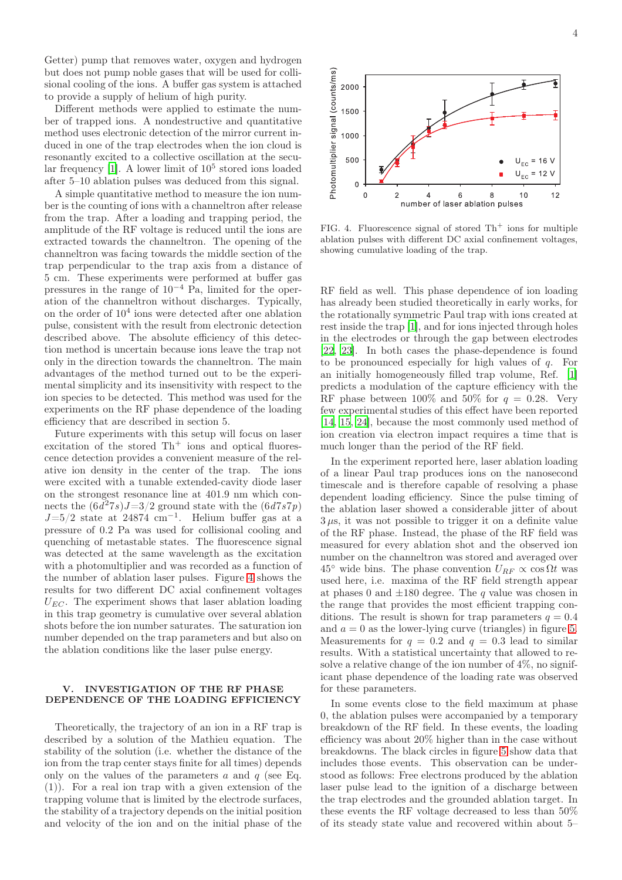Getter) pump that removes water, oxygen and hydrogen but does not pump noble gases that will be used for collisional cooling of the ions. A buffer gas system is attached to provide a supply of helium of high purity.

Different methods were applied to estimate the number of trapped ions. A nondestructive and quantitative method uses electronic detection of the mirror current induced in one of the trap electrodes when the ion cloud is resonantly excited to a collective oscillation at the secular frequency [1]. A lower limit of $10^5$ stored ions loaded after 5–10 ablation pulses was deduced from this signal.

A simple quantitative method to measure the ion number is the counting of ions with a channeltron after release from the trap. After a loading and trapping period, the amplitude of the RF voltage is reduced until the ions are extracted towards the channeltron. The opening of the channeltron was facing towards the middle section of the trap perpendicular to the trap axis from a distance of 5 cm. These experiments were performed at buffer gas pressures in the range of $10^{-4}$ Pa, limited for the operation of the channeltron without discharges. Typically, on the order of $10^4$ ions were detected after one ablation pulse, consistent with the result from electronic detection described above. The absolute efficiency of this detection method is uncertain because ions leave the trap not only in the direction towards the channeltron. The main advantages of the method turned out to be the experimental simplicity and its insensitivity with respect to the ion species to be detected. This method was used for the experiments on the RF phase dependence of the loading efficiency that are described in section 5.

Future experiments with this setup will focus on laser excitation of the stored $Th^+$ ions and optical fluorescence detection provides a convenient measure of the relative ion density in the center of the trap. The ions were excited with a tunable extended-cavity diode laser on the strongest resonance line at 401.9 nm which connects the $(6d^27s)J{=}3/2$ ground state with the $(6d7s7p)$ $J{=}5/2$ state at 24874 cm$^{-1}$. Helium buffer gas at a pressure of 0.2 Pa was used for collisional cooling and quenching of metastable states. The fluorescence signal was detected at the same wavelength as the excitation with a photomultiplier and was recorded as a function of the number of ablation laser pulses. Figure 4 shows the results for two different DC axial confinement voltages $U_{EC}$. The experiment shows that laser ablation loading in this trap geometry is cumulative over several ablation shots before the ion number saturates. The saturation ion number depended on the trap parameters and but also on the ablation conditions like the laser pulse energy.

FIG. 4. Fluorescence signal of stored $Th^+$ ions for multiple ablation pulses with different DC axial confinement voltages, showing cumulative loading of the trap.

## V. INVESTIGATION OF THE RF PHASE DEPENDENCE OF THE LOADING EFFICIENCY

Theoretically, the trajectory of an ion in a RF trap is described by a solution of the Mathieu equation. The stability of the solution (i.e. whether the distance of the ion from the trap center stays finite for all times) depends only on the values of the parameters $a$ and $q$ (see Eq. (1)). For a real ion trap with a given extension of the trapping volume that is limited by the electrode surfaces, the stability of a trajectory depends on the initial position and velocity of the ion and on the initial phase of the RF field as well. This phase dependence of ion loading has already been studied theoretically in early works, for the rotationally symmetric Paul trap with ions created at rest inside the trap [1], and for ions injected through holes in the electrodes or through the gap between electrodes [22, 23]. In both cases the phase-dependence is found to be pronounced especially for high values of $q$. For an initially homogeneously filled trap volume, Ref. [1] predicts a modulation of the capture efficiency with the RF phase between 100% and 50% for $q = 0.28$. Very few experimental studies of this effect have been reported [14, 15, 24], because the most commonly used method of ion creation via electron impact requires a time that is much longer than the period of the RF field.

In the experiment reported here, laser ablation loading of a linear Paul trap produces ions on the nanosecond timescale and is therefore capable of resolving a phase dependent loading efficiency. Since the pulse timing of the ablation laser showed a considerable jitter of about $3\,\mu$s, it was not possible to trigger it on a definite value of the RF phase. Instead, the phase of the RF field was measured for every ablation shot and the observed ion number on the channeltron was stored and averaged over 45° wide bins. The phase convention $U_{RF} \propto \cos \Omega t$ was used here, i.e. maxima of the RF field strength appear at phases 0 and ±180 degree. The $q$ value was chosen in the range that provides the most efficient trapping conditions. The result is shown for trap parameters $q = 0.4$ and $a = 0$ as the lower-lying curve (triangles) in figure 5. Measurements for $q = 0.2$ and $q = 0.3$ lead to similar results. With a statistical uncertainty that allowed to resolve a relative change of the ion number of 4%, no significant phase dependence of the loading rate was observed for these parameters.

In some events close to the field maximum at phase 0, the ablation pulses were accompanied by a temporary breakdown of the RF field. In these events, the loading efficiency was about 20% higher than in the case without breakdowns. The black circles in figure 5 show data that includes those events. This observation can be understood as follows: Free electrons produced by the ablation laser pulse lead to the ignition of a discharge between the trap electrodes and the grounded ablation target. In these events the RF voltage decreased to less than 50% of its steady state value and recovered within about 5–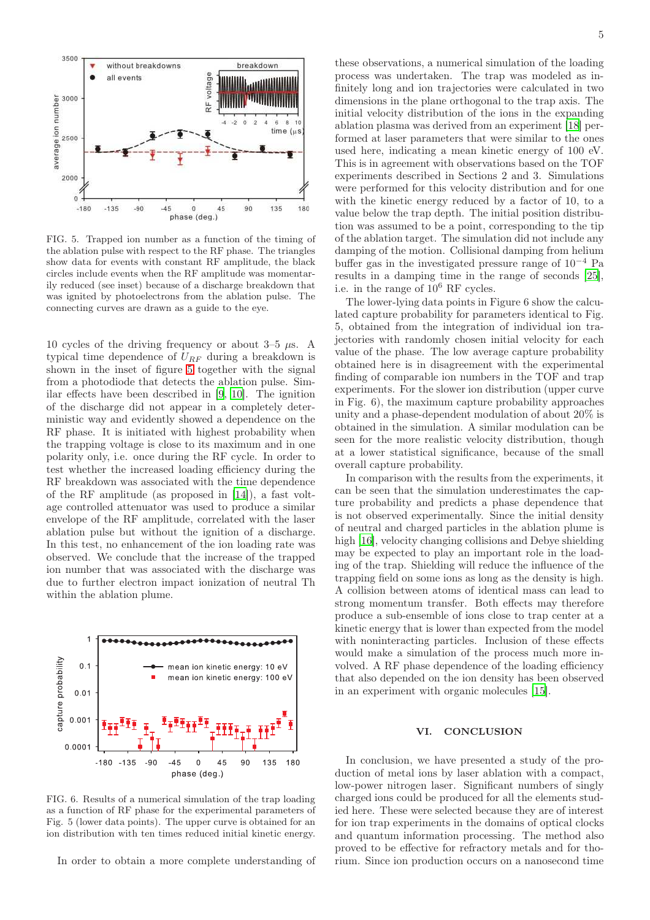FIG. 5. Trapped ion number as a function of the timing of the ablation pulse with respect to the RF phase. The triangles show data for events with constant RF amplitude, the black circles include events when the RF amplitude was momentarily reduced (see inset) because of a discharge breakdown that was ignited by photoelectrons from the ablation pulse. The connecting curves are drawn as a guide to the eye.

10 cycles of the driving frequency or about 3–5 $\mu$s. A typical time dependence of $U_{RF}$ during a breakdown is shown in the inset of figure 5 together with the signal from a photodiode that detects the ablation pulse. Similar effects have been described in [9, 10]. The ignition of the discharge did not appear in a completely deterministic way and evidently showed a dependence on the RF phase. It is initiated with highest probability when the trapping voltage is close to its maximum and in one polarity only, i.e. once during the RF cycle. In order to test whether the increased loading efficiency during the RF breakdown was associated with the time dependence of the RF amplitude (as proposed in [14]), a fast voltage controlled attenuator was used to produce a similar envelope of the RF amplitude, correlated with the laser ablation pulse but without the ignition of a discharge. In this test, no enhancement of the ion loading rate was observed. We conclude that the increase of the trapped ion number that was associated with the discharge was due to further electron impact ionization of neutral Th within the ablation plume.

FIG. 6. Results of a numerical simulation of the trap loading as a function of RF phase for the experimental parameters of Fig. 5 (lower data points). The upper curve is obtained for an ion distribution with ten times reduced initial kinetic energy.

In order to obtain a more complete understanding of these observations, a numerical simulation of the loading process was undertaken. The trap was modeled as infinitely long and ion trajectories were calculated in two dimensions in the plane orthogonal to the trap axis. The initial velocity distribution of the ions in the expanding ablation plasma was derived from an experiment [18] performed at laser parameters that were similar to the ones used here, indicating a mean kinetic energy of 100 eV. This is in agreement with observations based on the TOF experiments described in Sections 2 and 3. Simulations were performed for this velocity distribution and for one with the kinetic energy reduced by a factor of 10, to a value below the trap depth. The initial position distribution was assumed to be a point, corresponding to the tip of the ablation target. The simulation did not include any damping of the motion. Collisional damping from helium buffer gas in the investigated pressure range of $10^{-4}$ Pa results in a damping time in the range of seconds [25], i.e. in the range of $10^6$ RF cycles.

The lower-lying data points in Figure 6 show the calculated capture probability for parameters identical to Fig. 5, obtained from the integration of individual ion trajectories with randomly chosen initial velocity for each value of the phase. The low average capture probability obtained here is in disagreement with the experimental finding of comparable ion numbers in the TOF and trap experiments. For the slower ion distribution (upper curve in Fig. 6), the maximum capture probability approaches unity and a phase-dependent modulation of about 20% is obtained in the simulation. A similar modulation can be seen for the more realistic velocity distribution, though at a lower statistical significance, because of the small overall capture probability.

In comparison with the results from the experiments, it can be seen that the simulation underestimates the capture probability and predicts a phase dependence that is not observed experimentally. Since the initial density of neutral and charged particles in the ablation plume is high [16], velocity changing collisions and Debye shielding may be expected to play an important role in the loading of the trap. Shielding will reduce the influence of the trapping field on some ions as long as the density is high. A collision between atoms of identical mass can lead to strong momentum transfer. Both effects may therefore produce a sub-ensemble of ions close to trap center at a kinetic energy that is lower than expected from the model with noninteracting particles. Inclusion of these effects would make a simulation of the process much more involved. A RF phase dependence of the loading efficiency that also depended on the ion density has been observed in an experiment with organic molecules [15].

## VI. CONCLUSION

In conclusion, we have presented a study of the production of metal ions by laser ablation with a compact, low-power nitrogen laser. Significant numbers of singly charged ions could be produced for all the elements studied here. These were selected because they are of interest for ion trap experiments in the domains of optical clocks and quantum information processing. The method also proved to be effective for refractory metals and for thorium. Since ion production occurs on a nanosecond time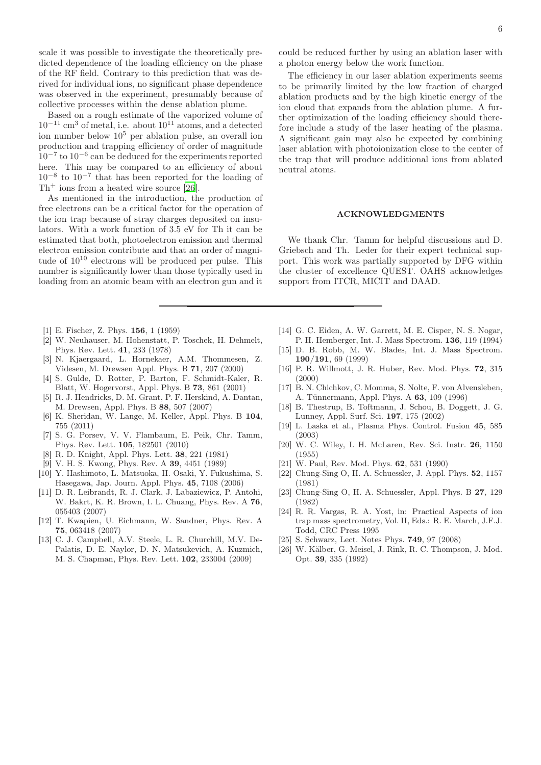scale it was possible to investigate the theoretically predicted dependence of the loading efficiency on the phase of the RF field. Contrary to this prediction that was derived for individual ions, no significant phase dependence was observed in the experiment, presumably because of collective processes within the dense ablation plume.

Based on a rough estimate of the vaporized volume of $10^{-11}$ cm$^3$ of metal, i.e. about $10^{11}$ atoms, and a detected ion number below $10^5$ per ablation pulse, an overall ion production and trapping efficiency of order of magnitude $10^{-7}$ to $10^{-6}$ can be deduced for the experiments reported here. This may be compared to an efficiency of about $10^{-8}$ to $10^{-7}$ that has been reported for the loading of $Th^+$ ions from a heated wire source [26].

As mentioned in the introduction, the production of free electrons can be a critical factor for the operation of the ion trap because of stray charges deposited on insulators. With a work function of 3.5 eV for Th it can be estimated that both, photoelectron emission and thermal electron emission contribute and that an order of magnitude of $10^{10}$ electrons will be produced per pulse. This number is significantly lower than those typically used in loading from an atomic beam with an electron gun and it could be reduced further by using an ablation laser with a photon energy below the work function.

The efficiency in our laser ablation experiments seems to be primarily limited by the low fraction of charged ablation products and by the high kinetic energy of the ion cloud that expands from the ablation plume. A further optimization of the loading efficiency should therefore include a study of the laser heating of the plasma. A significant gain may also be expected by combining laser ablation with photoionization close to the center of the trap that will produce additional ions from ablated neutral atoms.

## ACKNOWLEDGMENTS

We thank Chr. Tamm for helpful discussions and D. Griebsch and Th. Leder for their expert technical support. This work was partially supported by DFG within the cluster of excellence QUEST. OAHS acknowledges support from ITCR, MICIT and DAAD.

---

[1] E. Fischer, Z. Phys. **156**, 1 (1959)

[2] W. Neuhauser, M. Hohenstatt, P. Toschek, H. Dehmelt, Phys. Rev. Lett. **41**, 233 (1978)

[3] N. Kjaergaard, L. Hornekaer, A.M. Thommesen, Z. Videsen, M. Drewsen Appl. Phys. B **71**, 207 (2000)

[4] S. Gulde, D. Rotter, P. Barton, F. Schmidt-Kaler, R. Blatt, W. Hogervorst, Appl. Phys. B **73**, 861 (2001)

[5] R. J. Hendricks, D. M. Grant, P. F. Herskind, A. Dantan, M. Drewsen, Appl. Phys. B **88**, 507 (2007)

[6] K. Sheridan, W. Lange, M. Keller, Appl. Phys. B **104**, 755 (2011)

[7] S. G. Porsev, V. V. Flambaum, E. Peik, Chr. Tamm, Phys. Rev. Lett. **105**, 182501 (2010)

[8] R. D. Knight, Appl. Phys. Lett. **38**, 221 (1981)

[9] V. H. S. Kwong, Phys. Rev. A **39**, 4451 (1989)

[10] Y. Hashimoto, L. Matsuoka, H. Osaki, Y. Fukushima, S. Hasegawa, Jap. Journ. Appl. Phys. **45**, 7108 (2006)

[11] D. R. Leibrandt, R. J. Clark, J. Labaziewicz, P. Antohi, W. Bakrt, K. R. Brown, I. L. Chuang, Phys. Rev. A **76**, 055403 (2007)

[12] T. Kwapien, U. Eichmann, W. Sandner, Phys. Rev. A **75**, 063418 (2007)

[13] C. J. Campbell, A.V. Steele, L. R. Churchill, M.V. DePalatis, D. E. Naylor, D. N. Matsukevich, A. Kuzmich, M. S. Chapman, Phys. Rev. Lett. **102**, 233004 (2009)

[14] G. C. Eiden, A. W. Garrett, M. E. Cisper, N. S. Nogar, P. H. Hemberger, Int. J. Mass Spectrom. **136**, 119 (1994)

[15] D. B. Robb, M. W. Blades, Int. J. Mass Spectrom. **190/191**, 69 (1999)

[16] P. R. Willmott, J. R. Huber, Rev. Mod. Phys. **72**, 315 (2000)

[17] B. N. Chichkov, C. Momma, S. Nolte, F. von Alvensleben, A. Tünnermann, Appl. Phys. A **63**, 109 (1996)

[18] B. Thestrup, B. Toftmann, J. Schou, B. Doggett, J. G. Lunney, Appl. Surf. Sci. **197**, 175 (2002)

[19] L. Laska et al., Plasma Phys. Control. Fusion **45**, 585 (2003)

[20] W. C. Wiley, I. H. McLaren, Rev. Sci. Instr. **26**, 1150 (1955)

[21] W. Paul, Rev. Mod. Phys. **62**, 531 (1990)

[22] Chung-Sing O, H. A. Schuessler, J. Appl. Phys. **52**, 1157 (1981)

[23] Chung-Sing O, H. A. Schuessler, Appl. Phys. B **27**, 129 (1982)

[24] R. R. Vargas, R. A. Yost, in: Practical Aspects of ion trap mass spectrometry, Vol. II, Eds.: R. E. March, J.F.J. Todd, CRC Press 1995

[25] S. Schwarz, Lect. Notes Phys. **749**, 97 (2008)

[26] W. Kälber, G. Meisel, J. Rink, R. C. Thompson, J. Mod. Opt. **39**, 335 (1992)